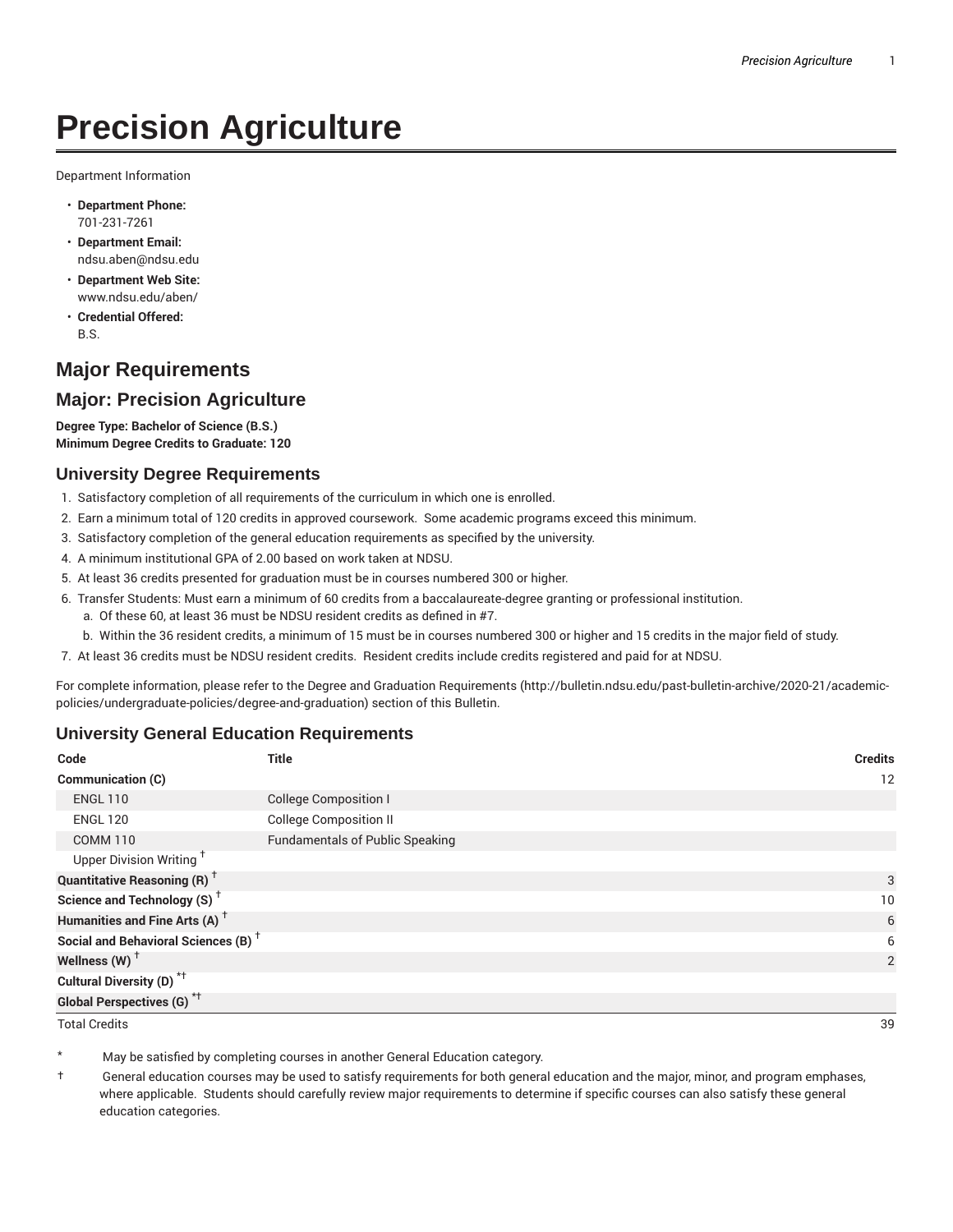# Precision Agriculture

Department Information

- **Department Phone:** 701-231-7261
- **Department Email:** ndsu.aben@ndsu.edu
- **Department Web Site:** www.ndsu.edu/aben/
- **Credential Offered:** B.S.

## Major Requirements

## Major: Precision Agriculture

**Degree Type: Bachelor of Science (B.S.)**
**Minimum Degree Credits to Graduate: 120**

### University Degree Requirements

1. Satisfactory completion of all requirements of the curriculum in which one is enrolled.
2. Earn a minimum total of 120 credits in approved coursework. Some academic programs exceed this minimum.
3. Satisfactory completion of the general education requirements as specified by the university.
4. A minimum institutional GPA of 2.00 based on work taken at NDSU.
5. At least 36 credits presented for graduation must be in courses numbered 300 or higher.
6. Transfer Students: Must earn a minimum of 60 credits from a baccalaureate-degree granting or professional institution.
   a. Of these 60, at least 36 must be NDSU resident credits as defined in #7.
   b. Within the 36 resident credits, a minimum of 15 must be in courses numbered 300 or higher and 15 credits in the major field of study.
7. At least 36 credits must be NDSU resident credits. Resident credits include credits registered and paid for at NDSU.

For complete information, please refer to the Degree and Graduation Requirements (http://bulletin.ndsu.edu/past-bulletin-archive/2020-21/academic-policies/undergraduate-policies/degree-and-graduation) section of this Bulletin.

### University General Education Requirements

| Code | Title | Credits |
|---|---|---|
| **Communication (C)** | | 12 |
| ENGL 110 | College Composition I | |
| ENGL 120 | College Composition II | |
| COMM 110 | Fundamentals of Public Speaking | |
| Upper Division Writing † | | |
| **Quantitative Reasoning (R) †** | | 3 |
| **Science and Technology (S) †** | | 10 |
| **Humanities and Fine Arts (A) †** | | 6 |
| **Social and Behavioral Sciences (B) †** | | 6 |
| **Wellness (W) †** | | 2 |
| **Cultural Diversity (D) *†** | | |
| **Global Perspectives (G) *†** | | |
| Total Credits | | 39 |

\* May be satisfied by completing courses in another General Education category.

† General education courses may be used to satisfy requirements for both general education and the major, minor, and program emphases, where applicable. Students should carefully review major requirements to determine if specific courses can also satisfy these general education categories.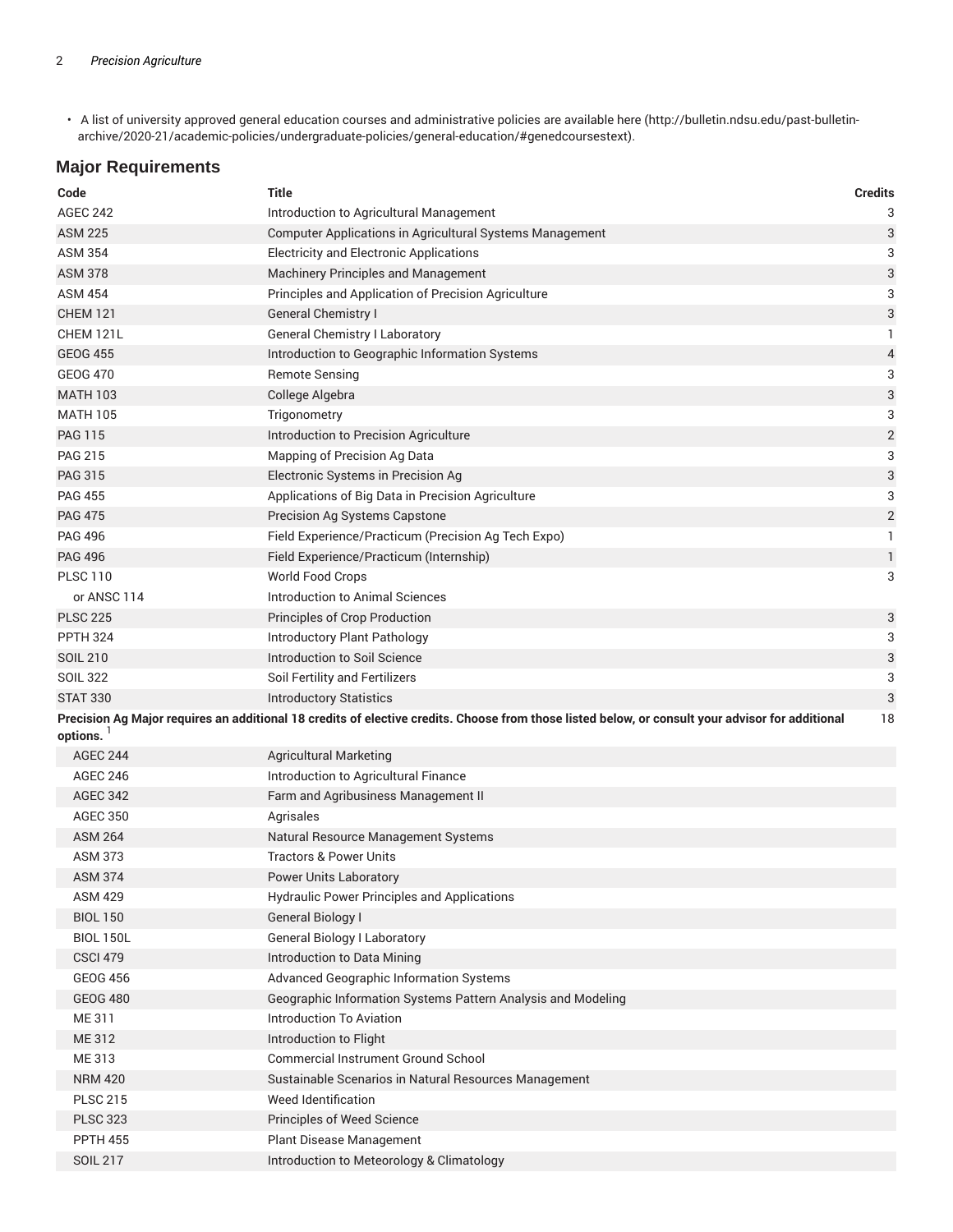- A list of university approved general education courses and administrative policies are available here (http://bulletin.ndsu.edu/past-bulletin-archive/2020-21/academic-policies/undergraduate-policies/general-education/#genedcoursestext).

## Major Requirements

| Code | Title | Credits |
| --- | --- | --- |
| AGEC 242 | Introduction to Agricultural Management | 3 |
| ASM 225 | Computer Applications in Agricultural Systems Management | 3 |
| ASM 354 | Electricity and Electronic Applications | 3 |
| ASM 378 | Machinery Principles and Management | 3 |
| ASM 454 | Principles and Application of Precision Agriculture | 3 |
| CHEM 121 | General Chemistry I | 3 |
| CHEM 121L | General Chemistry I Laboratory | 1 |
| GEOG 455 | Introduction to Geographic Information Systems | 4 |
| GEOG 470 | Remote Sensing | 3 |
| MATH 103 | College Algebra | 3 |
| MATH 105 | Trigonometry | 3 |
| PAG 115 | Introduction to Precision Agriculture | 2 |
| PAG 215 | Mapping of Precision Ag Data | 3 |
| PAG 315 | Electronic Systems in Precision Ag | 3 |
| PAG 455 | Applications of Big Data in Precision Agriculture | 3 |
| PAG 475 | Precision Ag Systems Capstone | 2 |
| PAG 496 | Field Experience/Practicum (Precision Ag Tech Expo) | 1 |
| PAG 496 | Field Experience/Practicum (Internship) | 1 |
| PLSC 110 | World Food Crops | 3 |
| or ANSC 114 | Introduction to Animal Sciences | |
| PLSC 225 | Principles of Crop Production | 3 |
| PPTH 324 | Introductory Plant Pathology | 3 |
| SOIL 210 | Introduction to Soil Science | 3 |
| SOIL 322 | Soil Fertility and Fertilizers | 3 |
| STAT 330 | Introductory Statistics | 3 |
| **Precision Ag Major requires an additional 18 credits of elective credits. Choose from those listed below, or consult your advisor for additional options.** [1] | | 18 |
| AGEC 244 | Agricultural Marketing | |
| AGEC 246 | Introduction to Agricultural Finance | |
| AGEC 342 | Farm and Agribusiness Management II | |
| AGEC 350 | Agrisales | |
| ASM 264 | Natural Resource Management Systems | |
| ASM 373 | Tractors & Power Units | |
| ASM 374 | Power Units Laboratory | |
| ASM 429 | Hydraulic Power Principles and Applications | |
| BIOL 150 | General Biology I | |
| BIOL 150L | General Biology I Laboratory | |
| CSCI 479 | Introduction to Data Mining | |
| GEOG 456 | Advanced Geographic Information Systems | |
| GEOG 480 | Geographic Information Systems Pattern Analysis and Modeling | |
| ME 311 | Introduction To Aviation | |
| ME 312 | Introduction to Flight | |
| ME 313 | Commercial Instrument Ground School | |
| NRM 420 | Sustainable Scenarios in Natural Resources Management | |
| PLSC 215 | Weed Identification | |
| PLSC 323 | Principles of Weed Science | |
| PPTH 455 | Plant Disease Management | |
| SOIL 217 | Introduction to Meteorology & Climatology | |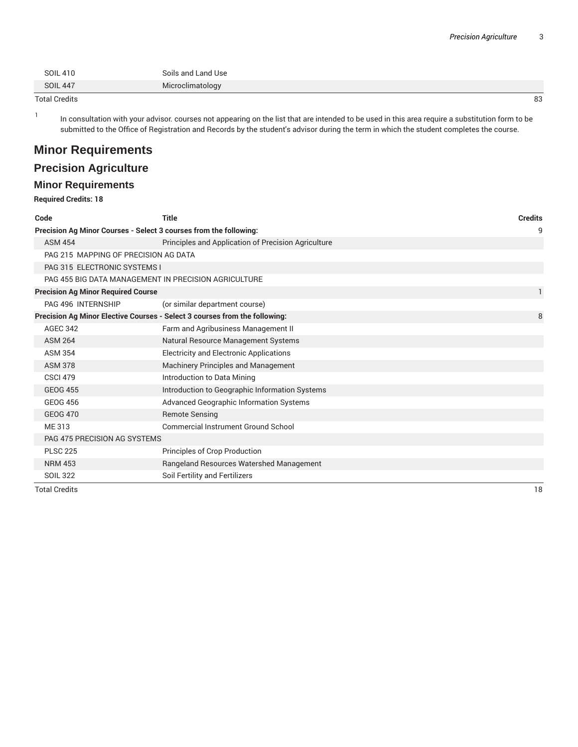| | | |
|---|---|---|
| SOIL 410 | Soils and Land Use | |
| SOIL 447 | Microclimatology | |
| Total Credits | | 83 |

1 In consultation with your advisor. courses not appearing on the list that are intended to be used in this area require a substitution form to be submitted to the Office of Registration and Records by the student's advisor during the term in which the student completes the course.

# Minor Requirements

## Precision Agriculture

### Minor Requirements

**Required Credits: 18**

| Code | Title | Credits |
|---|---|---|
| **Precision Ag Minor Courses - Select 3 courses from the following:** | | 9 |
| ASM 454 | Principles and Application of Precision Agriculture | |
| PAG 215 MAPPING OF PRECISION AG DATA | | |
| PAG 315 ELECTRONIC SYSTEMS I | | |
| PAG 455 BIG DATA MANAGEMENT IN PRECISION AGRICULTURE | | |
| **Precision Ag Minor Required Course** | | 1 |
| PAG 496 INTERNSHIP | (or similar department course) | |
| **Precision Ag Minor Elective Courses - Select 3 courses from the following:** | | 8 |
| AGEC 342 | Farm and Agribusiness Management II | |
| ASM 264 | Natural Resource Management Systems | |
| ASM 354 | Electricity and Electronic Applications | |
| ASM 378 | Machinery Principles and Management | |
| CSCI 479 | Introduction to Data Mining | |
| GEOG 455 | Introduction to Geographic Information Systems | |
| GEOG 456 | Advanced Geographic Information Systems | |
| GEOG 470 | Remote Sensing | |
| ME 313 | Commercial Instrument Ground School | |
| PAG 475 PRECISION AG SYSTEMS | | |
| PLSC 225 | Principles of Crop Production | |
| NRM 453 | Rangeland Resources Watershed Management | |
| SOIL 322 | Soil Fertility and Fertilizers | |
| Total Credits | | 18 |